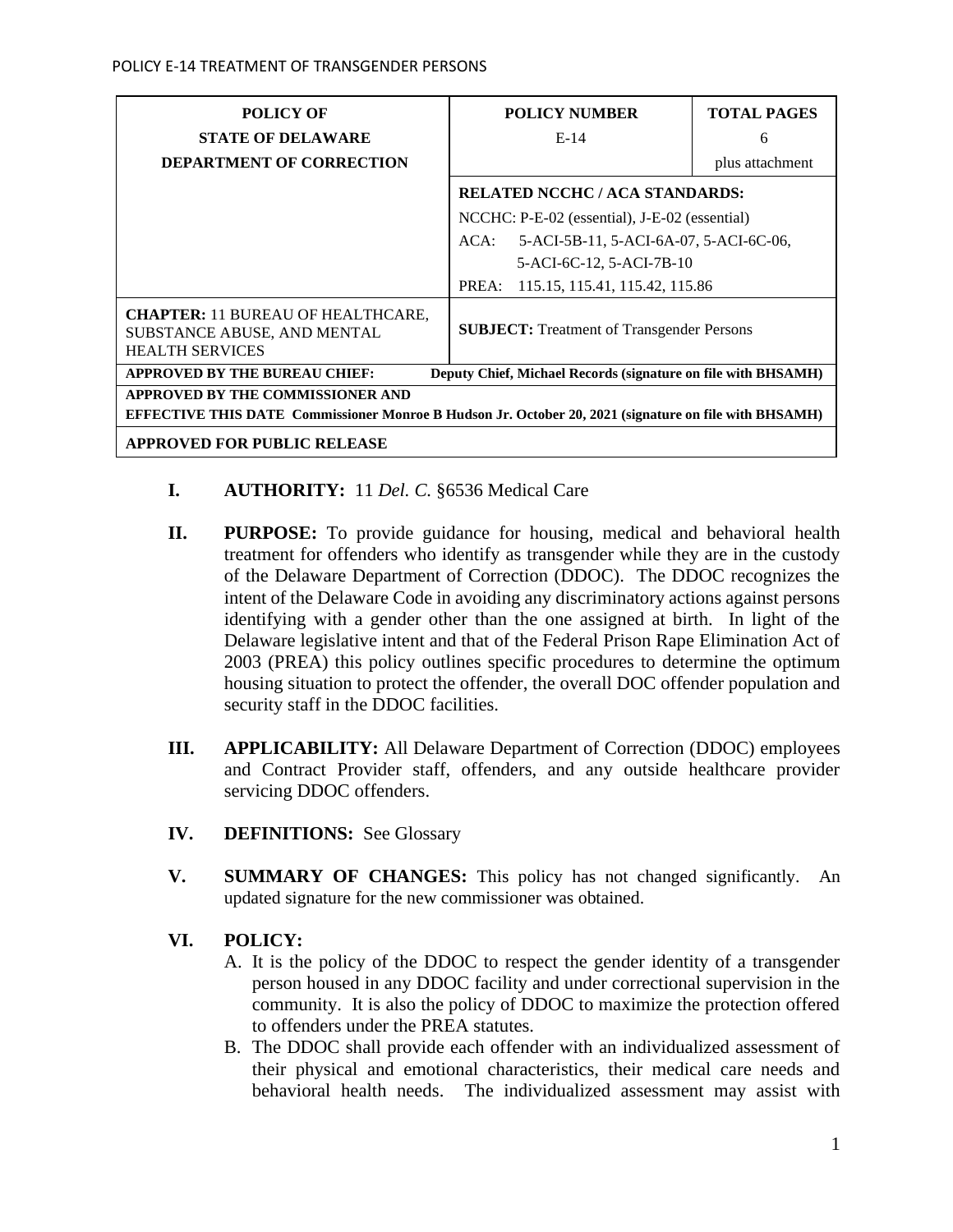| POLICY OF STATE OF DELAWARE DEPARTMENT OF CORRECTION | POLICY NUMBER E-14 | TOTAL PAGES 6 plus attachment |
|---|---|---|
| | **RELATED NCCHC / ACA STANDARDS:** NCCHC: P-E-02 (essential), J-E-02 (essential) ACA: 5-ACI-5B-11, 5-ACI-6A-07, 5-ACI-6C-06, 5-ACI-6C-12, 5-ACI-7B-10 PREA: 115.15, 115.41, 115.42, 115.86 | |
| **CHAPTER:** 11 BUREAU OF HEALTHCARE, SUBSTANCE ABUSE, AND MENTAL HEALTH SERVICES | **SUBJECT:** Treatment of Transgender Persons | |
| **APPROVED BY THE BUREAU CHIEF:** | **Deputy Chief, Michael Records (signature on file with BHSAMH)** | |
| **APPROVED BY THE COMMISSIONER AND EFFECTIVE THIS DATE Commissioner Monroe B Hudson Jr. October 20, 2021 (signature on file with BHSAMH)** | | |
| **APPROVED FOR PUBLIC RELEASE** | | |

**I. AUTHORITY:** 11 *Del. C.* §6536 Medical Care

**II. PURPOSE:** To provide guidance for housing, medical and behavioral health treatment for offenders who identify as transgender while they are in the custody of the Delaware Department of Correction (DDOC). The DDOC recognizes the intent of the Delaware Code in avoiding any discriminatory actions against persons identifying with a gender other than the one assigned at birth. In light of the Delaware legislative intent and that of the Federal Prison Rape Elimination Act of 2003 (PREA) this policy outlines specific procedures to determine the optimum housing situation to protect the offender, the overall DOC offender population and security staff in the DDOC facilities.

**III. APPLICABILITY:** All Delaware Department of Correction (DDOC) employees and Contract Provider staff, offenders, and any outside healthcare provider servicing DDOC offenders.

**IV. DEFINITIONS:** See Glossary

**V. SUMMARY OF CHANGES:** This policy has not changed significantly. An updated signature for the new commissioner was obtained.

**VI. POLICY:**

A. It is the policy of the DDOC to respect the gender identity of a transgender person housed in any DDOC facility and under correctional supervision in the community. It is also the policy of DDOC to maximize the protection offered to offenders under the PREA statutes.

B. The DDOC shall provide each offender with an individualized assessment of their physical and emotional characteristics, their medical care needs and behavioral health needs. The individualized assessment may assist with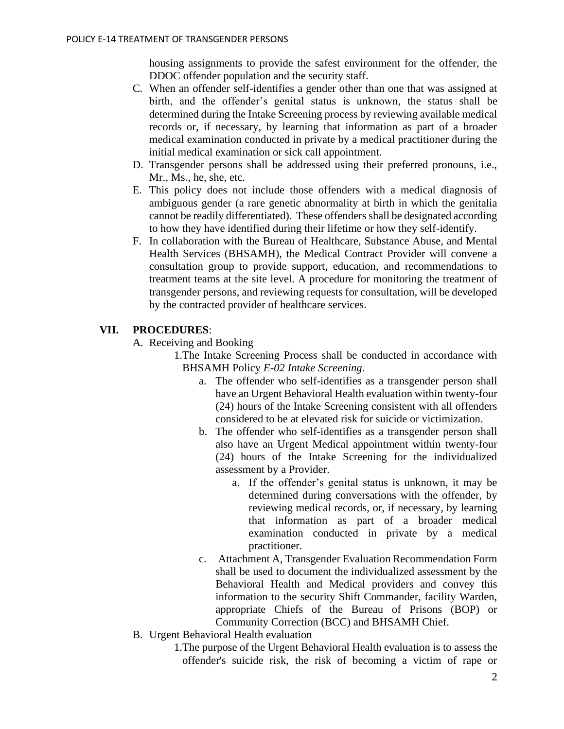housing assignments to provide the safest environment for the offender, the DDOC offender population and the security staff.

C. When an offender self-identifies a gender other than one that was assigned at birth, and the offender's genital status is unknown, the status shall be determined during the Intake Screening process by reviewing available medical records or, if necessary, by learning that information as part of a broader medical examination conducted in private by a medical practitioner during the initial medical examination or sick call appointment.

D. Transgender persons shall be addressed using their preferred pronouns, i.e., Mr., Ms., he, she, etc.

E. This policy does not include those offenders with a medical diagnosis of ambiguous gender (a rare genetic abnormality at birth in which the genitalia cannot be readily differentiated). These offenders shall be designated according to how they have identified during their lifetime or how they self-identify.

F. In collaboration with the Bureau of Healthcare, Substance Abuse, and Mental Health Services (BHSAMH), the Medical Contract Provider will convene a consultation group to provide support, education, and recommendations to treatment teams at the site level. A procedure for monitoring the treatment of transgender persons, and reviewing requests for consultation, will be developed by the contracted provider of healthcare services.

## VII. PROCEDURES:

A. Receiving and Booking

1. The Intake Screening Process shall be conducted in accordance with BHSAMH Policy *E-02 Intake Screening*.
    a. The offender who self-identifies as a transgender person shall have an Urgent Behavioral Health evaluation within twenty-four (24) hours of the Intake Screening consistent with all offenders considered to be at elevated risk for suicide or victimization.
    b. The offender who self-identifies as a transgender person shall also have an Urgent Medical appointment within twenty-four (24) hours of the Intake Screening for the individualized assessment by a Provider.
        a. If the offender's genital status is unknown, it may be determined during conversations with the offender, by reviewing medical records, or, if necessary, by learning that information as part of a broader medical examination conducted in private by a medical practitioner.
    c. Attachment A, Transgender Evaluation Recommendation Form shall be used to document the individualized assessment by the Behavioral Health and Medical providers and convey this information to the security Shift Commander, facility Warden, appropriate Chiefs of the Bureau of Prisons (BOP) or Community Correction (BCC) and BHSAMH Chief.

B. Urgent Behavioral Health evaluation

1. The purpose of the Urgent Behavioral Health evaluation is to assess the offender's suicide risk, the risk of becoming a victim of rape or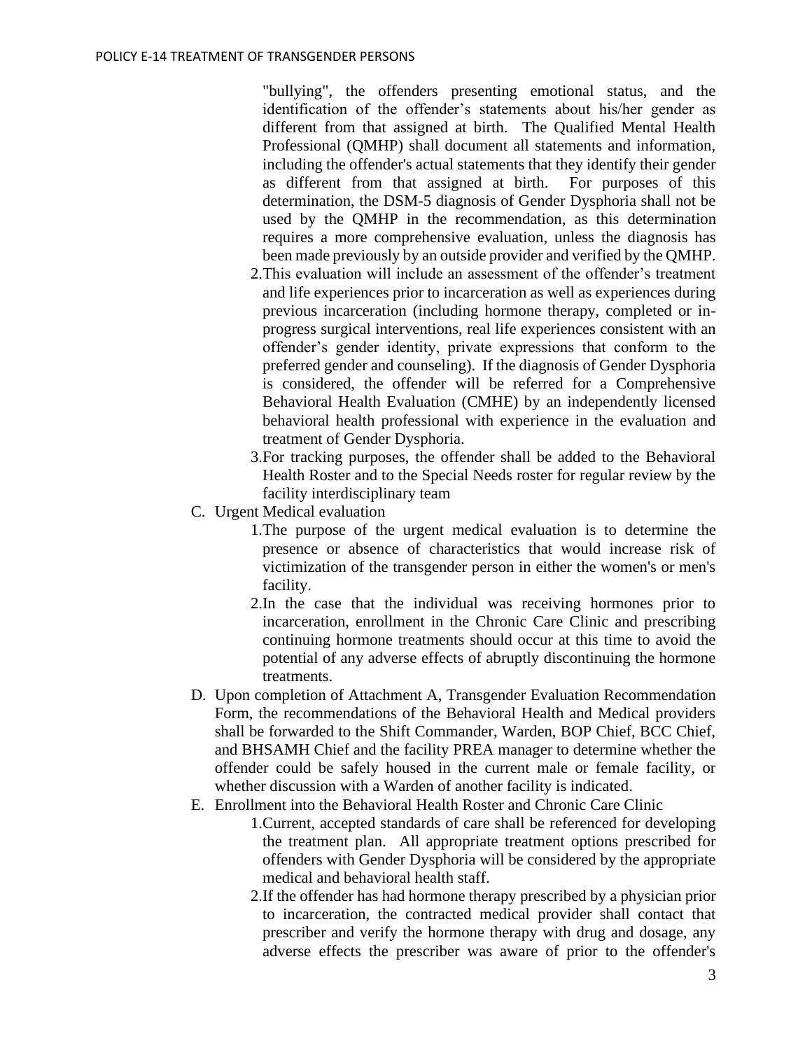"bullying", the offenders presenting emotional status, and the identification of the offender's statements about his/her gender as different from that assigned at birth. The Qualified Mental Health Professional (QMHP) shall document all statements and information, including the offender's actual statements that they identify their gender as different from that assigned at birth. For purposes of this determination, the DSM-5 diagnosis of Gender Dysphoria shall not be used by the QMHP in the recommendation, as this determination requires a more comprehensive evaluation, unless the diagnosis has been made previously by an outside provider and verified by the QMHP.

2. This evaluation will include an assessment of the offender's treatment and life experiences prior to incarceration as well as experiences during previous incarceration (including hormone therapy, completed or in-progress surgical interventions, real life experiences consistent with an offender's gender identity, private expressions that conform to the preferred gender and counseling). If the diagnosis of Gender Dysphoria is considered, the offender will be referred for a Comprehensive Behavioral Health Evaluation (CMHE) by an independently licensed behavioral health professional with experience in the evaluation and treatment of Gender Dysphoria.
3. For tracking purposes, the offender shall be added to the Behavioral Health Roster and to the Special Needs roster for regular review by the facility interdisciplinary team

C. Urgent Medical evaluation

1. The purpose of the urgent medical evaluation is to determine the presence or absence of characteristics that would increase risk of victimization of the transgender person in either the women's or men's facility.
2. In the case that the individual was receiving hormones prior to incarceration, enrollment in the Chronic Care Clinic and prescribing continuing hormone treatments should occur at this time to avoid the potential of any adverse effects of abruptly discontinuing the hormone treatments.

D. Upon completion of Attachment A, Transgender Evaluation Recommendation Form, the recommendations of the Behavioral Health and Medical providers shall be forwarded to the Shift Commander, Warden, BOP Chief, BCC Chief, and BHSAMH Chief and the facility PREA manager to determine whether the offender could be safely housed in the current male or female facility, or whether discussion with a Warden of another facility is indicated.

E. Enrollment into the Behavioral Health Roster and Chronic Care Clinic

1. Current, accepted standards of care shall be referenced for developing the treatment plan. All appropriate treatment options prescribed for offenders with Gender Dysphoria will be considered by the appropriate medical and behavioral health staff.
2. If the offender has had hormone therapy prescribed by a physician prior to incarceration, the contracted medical provider shall contact that prescriber and verify the hormone therapy with drug and dosage, any adverse effects the prescriber was aware of prior to the offender's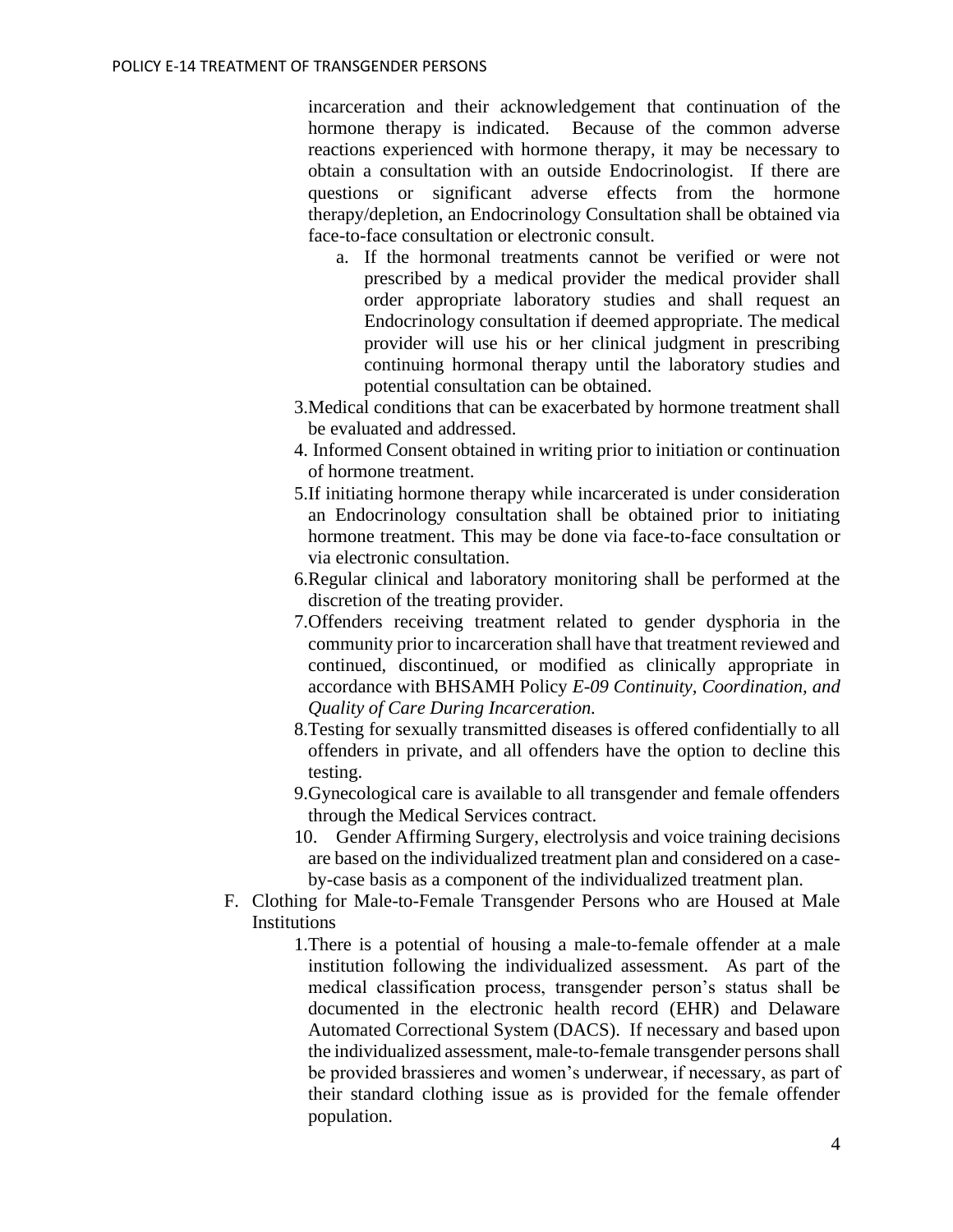incarceration and their acknowledgement that continuation of the hormone therapy is indicated. Because of the common adverse reactions experienced with hormone therapy, it may be necessary to obtain a consultation with an outside Endocrinologist. If there are questions or significant adverse effects from the hormone therapy/depletion, an Endocrinology Consultation shall be obtained via face-to-face consultation or electronic consult.

   a. If the hormonal treatments cannot be verified or were not prescribed by a medical provider the medical provider shall order appropriate laboratory studies and shall request an Endocrinology consultation if deemed appropriate. The medical provider will use his or her clinical judgment in prescribing continuing hormonal therapy until the laboratory studies and potential consultation can be obtained.

3. Medical conditions that can be exacerbated by hormone treatment shall be evaluated and addressed.
4. Informed Consent obtained in writing prior to initiation or continuation of hormone treatment.
5. If initiating hormone therapy while incarcerated is under consideration an Endocrinology consultation shall be obtained prior to initiating hormone treatment. This may be done via face-to-face consultation or via electronic consultation.
6. Regular clinical and laboratory monitoring shall be performed at the discretion of the treating provider.
7. Offenders receiving treatment related to gender dysphoria in the community prior to incarceration shall have that treatment reviewed and continued, discontinued, or modified as clinically appropriate in accordance with BHSAMH Policy *E-09 Continuity, Coordination, and Quality of Care During Incarceration.*
8. Testing for sexually transmitted diseases is offered confidentially to all offenders in private, and all offenders have the option to decline this testing.
9. Gynecological care is available to all transgender and female offenders through the Medical Services contract.
10. Gender Affirming Surgery, electrolysis and voice training decisions are based on the individualized treatment plan and considered on a case-by-case basis as a component of the individualized treatment plan.

F. Clothing for Male-to-Female Transgender Persons who are Housed at Male Institutions

   1. There is a potential of housing a male-to-female offender at a male institution following the individualized assessment. As part of the medical classification process, transgender person's status shall be documented in the electronic health record (EHR) and Delaware Automated Correctional System (DACS). If necessary and based upon the individualized assessment, male-to-female transgender persons shall be provided brassieres and women's underwear, if necessary, as part of their standard clothing issue as is provided for the female offender population.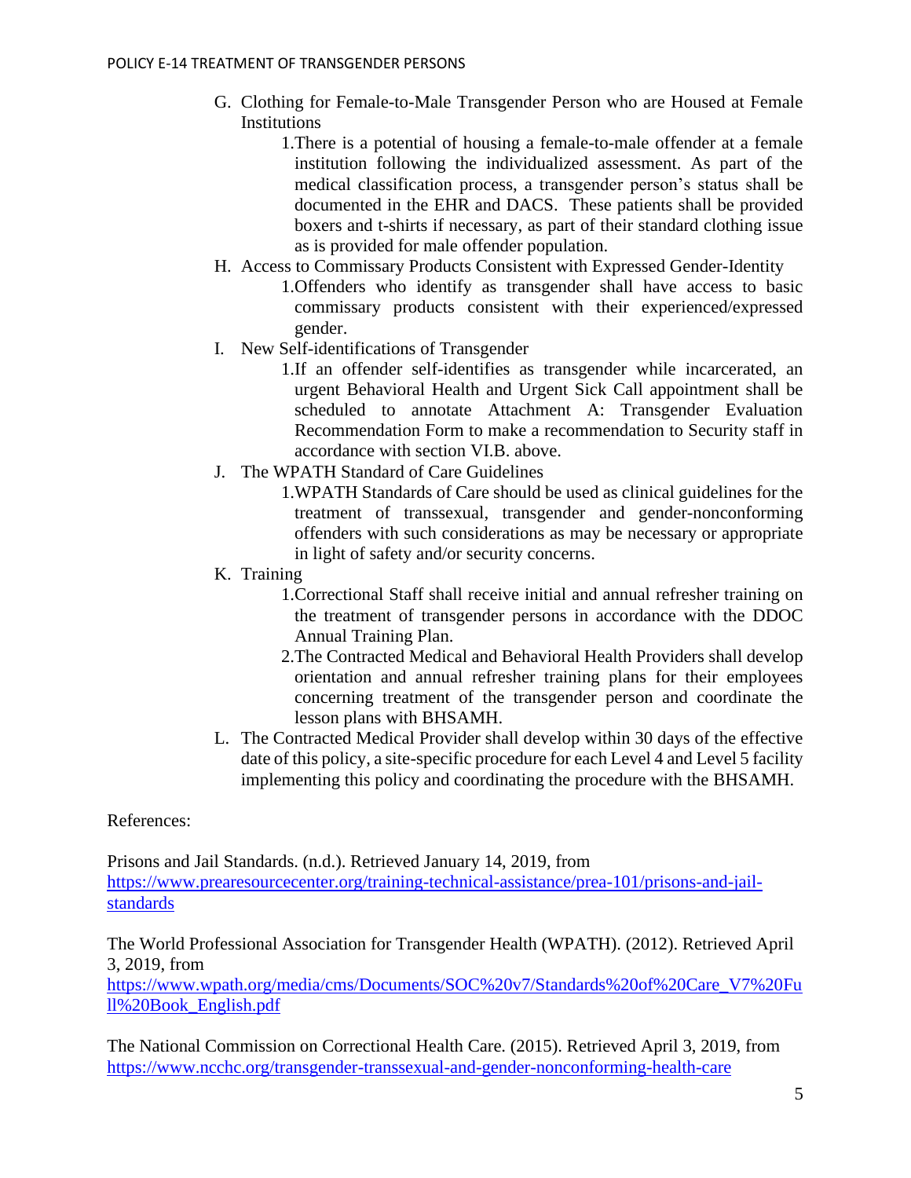G. Clothing for Female-to-Male Transgender Person who are Housed at Female Institutions

    1. There is a potential of housing a female-to-male offender at a female institution following the individualized assessment. As part of the medical classification process, a transgender person's status shall be documented in the EHR and DACS. These patients shall be provided boxers and t-shirts if necessary, as part of their standard clothing issue as is provided for male offender population.

H. Access to Commissary Products Consistent with Expressed Gender-Identity

    1. Offenders who identify as transgender shall have access to basic commissary products consistent with their experienced/expressed gender.

I. New Self-identifications of Transgender

    1. If an offender self-identifies as transgender while incarcerated, an urgent Behavioral Health and Urgent Sick Call appointment shall be scheduled to annotate Attachment A: Transgender Evaluation Recommendation Form to make a recommendation to Security staff in accordance with section VI.B. above.

J. The WPATH Standard of Care Guidelines

    1. WPATH Standards of Care should be used as clinical guidelines for the treatment of transsexual, transgender and gender-nonconforming offenders with such considerations as may be necessary or appropriate in light of safety and/or security concerns.

K. Training

    1. Correctional Staff shall receive initial and annual refresher training on the treatment of transgender persons in accordance with the DDOC Annual Training Plan.
    2. The Contracted Medical and Behavioral Health Providers shall develop orientation and annual refresher training plans for their employees concerning treatment of the transgender person and coordinate the lesson plans with BHSAMH.

L. The Contracted Medical Provider shall develop within 30 days of the effective date of this policy, a site-specific procedure for each Level 4 and Level 5 facility implementing this policy and coordinating the procedure with the BHSAMH.

References:

Prisons and Jail Standards. (n.d.). Retrieved January 14, 2019, from https://www.prearesourcecenter.org/training-technical-assistance/prea-101/prisons-and-jail-standards

The World Professional Association for Transgender Health (WPATH). (2012). Retrieved April 3, 2019, from https://www.wpath.org/media/cms/Documents/SOC%20v7/Standards%20of%20Care_V7%20Full%20Book_English.pdf

The National Commission on Correctional Health Care. (2015). Retrieved April 3, 2019, from https://www.ncchc.org/transgender-transsexual-and-gender-nonconforming-health-care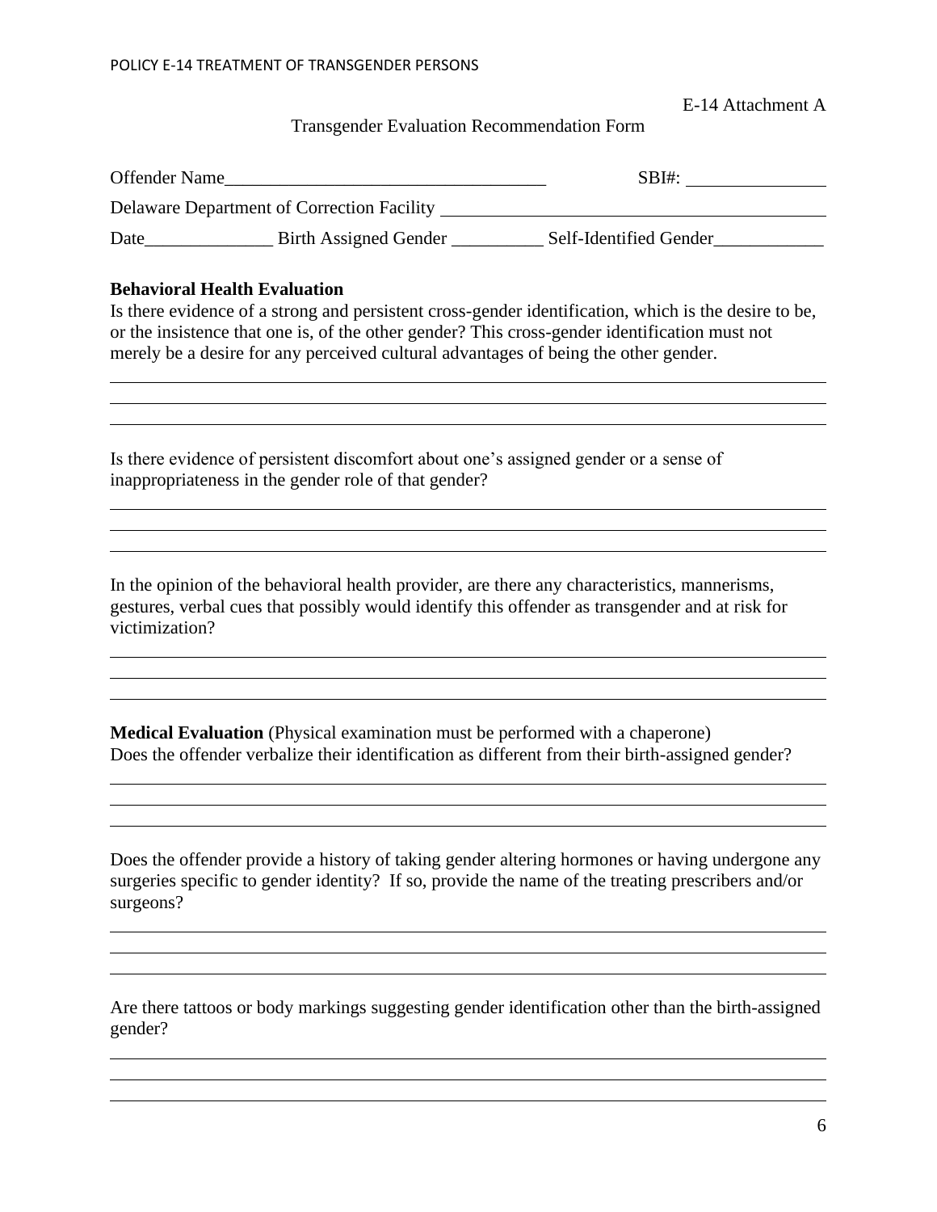E-14 Attachment A

Transgender Evaluation Recommendation Form

Offender Name___________________________________ SBI#: _______________

Delaware Department of Correction Facility ___________________________________________

Date______________ Birth Assigned Gender __________ Self-Identified Gender____________

**Behavioral Health Evaluation**

Is there evidence of a strong and persistent cross-gender identification, which is the desire to be, or the insistence that one is, of the other gender? This cross-gender identification must not merely be a desire for any perceived cultural advantages of being the other gender.

___________________________________________________________________________

___________________________________________________________________________

___________________________________________________________________________

Is there evidence of persistent discomfort about one's assigned gender or a sense of inappropriateness in the gender role of that gender?

___________________________________________________________________________

___________________________________________________________________________

___________________________________________________________________________

In the opinion of the behavioral health provider, are there any characteristics, mannerisms, gestures, verbal cues that possibly would identify this offender as transgender and at risk for victimization?

___________________________________________________________________________

___________________________________________________________________________

___________________________________________________________________________

**Medical Evaluation** (Physical examination must be performed with a chaperone)

Does the offender verbalize their identification as different from their birth-assigned gender?

___________________________________________________________________________

___________________________________________________________________________

___________________________________________________________________________

Does the offender provide a history of taking gender altering hormones or having undergone any surgeries specific to gender identity? If so, provide the name of the treating prescribers and/or surgeons?

___________________________________________________________________________

___________________________________________________________________________

___________________________________________________________________________

Are there tattoos or body markings suggesting gender identification other than the birth-assigned gender?

___________________________________________________________________________

___________________________________________________________________________

___________________________________________________________________________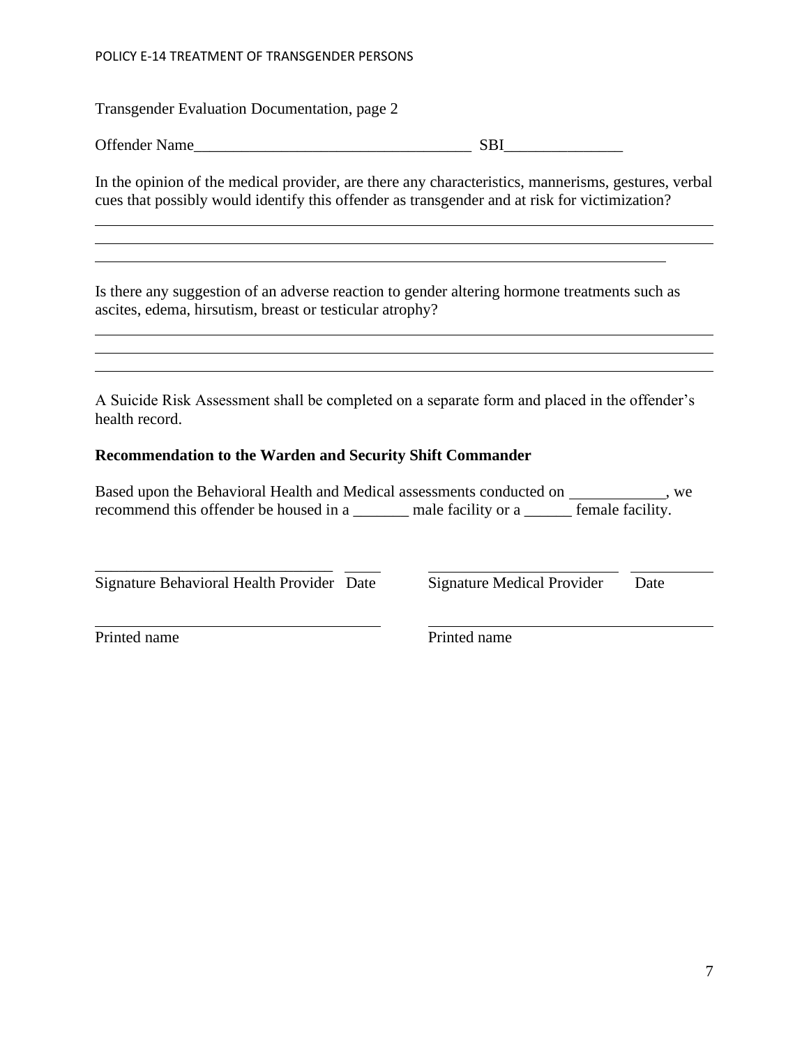Transgender Evaluation Documentation, page 2

Offender Name___________________________________ SBI_______________

In the opinion of the medical provider, are there any characteristics, mannerisms, gestures, verbal cues that possibly would identify this offender as transgender and at risk for victimization?

_______________________________________________________________________________
_______________________________________________________________________________
_____________________________________________________________________________

Is there any suggestion of an adverse reaction to gender altering hormone treatments such as ascites, edema, hirsutism, breast or testicular atrophy?

_______________________________________________________________________________
_______________________________________________________________________________
_______________________________________________________________________________

A Suicide Risk Assessment shall be completed on a separate form and placed in the offender's health record.

**Recommendation to the Warden and Security Shift Commander**

Based upon the Behavioral Health and Medical assessments conducted on ____________, we recommend this offender be housed in a _______ male facility or a ______ female facility.

______________________________ _____ ________________________ __________
Signature Behavioral Health Provider Date Signature Medical Provider Date

____________________________________ ____________________________________
Printed name Printed name